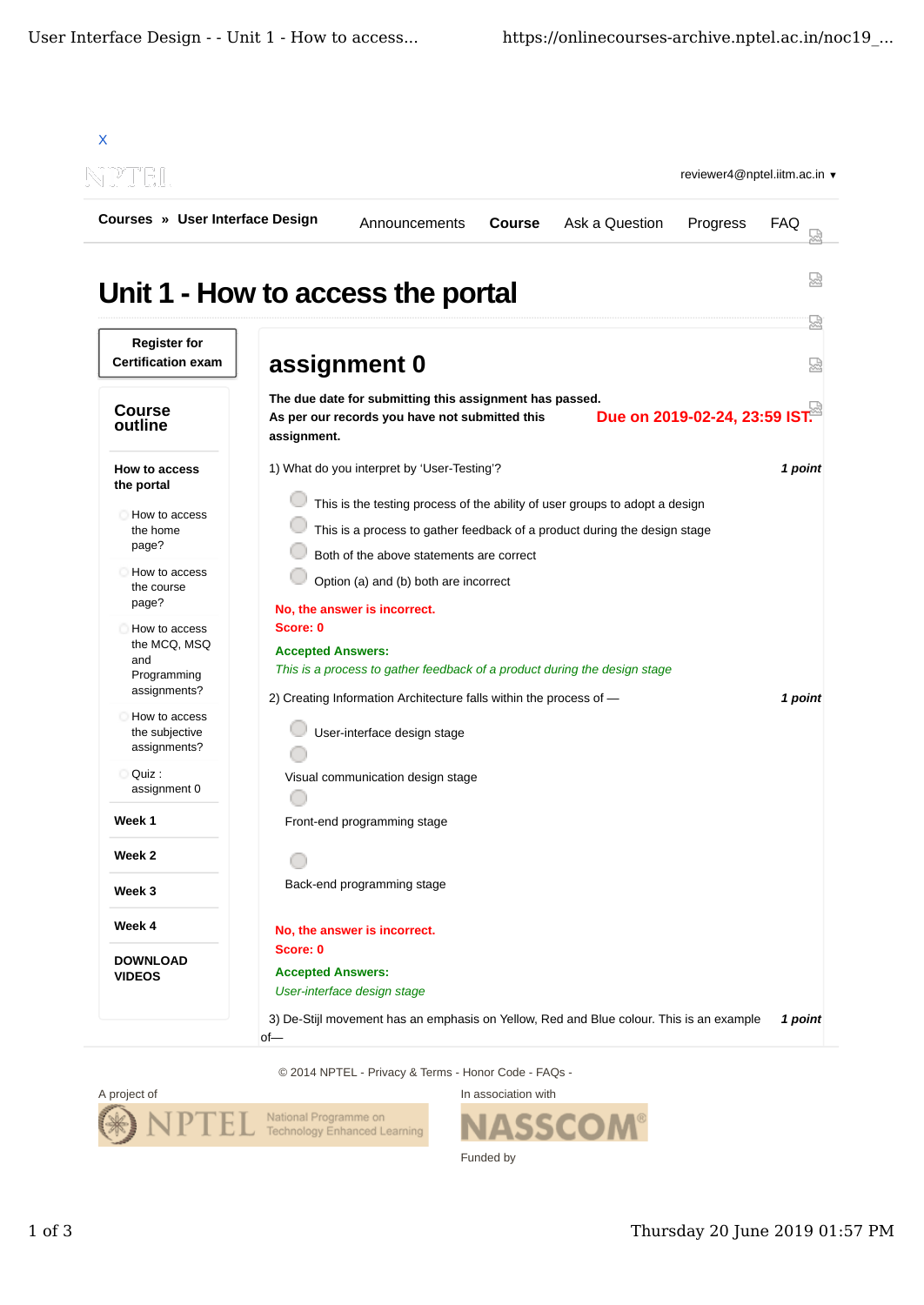X

reviewer4@nptel.iitm.ac.in ▾

**Courses » User Interface Design** | Announcements | **Course** | Ask a Question | Progress | FAQ

# Unit 1 - How to access the portal

**Register for Certification exam**

## Course outline

**How to access the portal**

- How to access the home page?
- How to access the course page?
- How to access the MCQ, MSQ and Programming assignments?
- How to access the subjective assignments?
- Quiz : assignment 0

**Week 1**

**Week 2**

**Week 3**

**Week 4**

**DOWNLOAD VIDEOS**

## assignment 0

**The due date for submitting this assignment has passed.**
**As per our records you have not submitted this assignment.**

**Due on 2019-02-24, 23:59 IST.**

1) What do you interpret by 'User-Testing'? ***1 point***

- This is the testing process of the ability of user groups to adopt a design
- This is a process to gather feedback of a product during the design stage
- Both of the above statements are correct
- Option (a) and (b) both are incorrect

**No, the answer is incorrect.**
**Score: 0**

**Accepted Answers:**
*This is a process to gather feedback of a product during the design stage*

2) Creating Information Architecture falls within the process of — ***1 point***

- User-interface design stage
- Visual communication design stage
- Front-end programming stage
- Back-end programming stage

**No, the answer is incorrect.**
**Score: 0**

**Accepted Answers:**
*User-interface design stage*

3) De-Stijl movement has an emphasis on Yellow, Red and Blue colour. This is an example of— ***1 point***

© 2014 NPTEL - Privacy & Terms - Honor Code - FAQs -

A project of

In association with

Funded by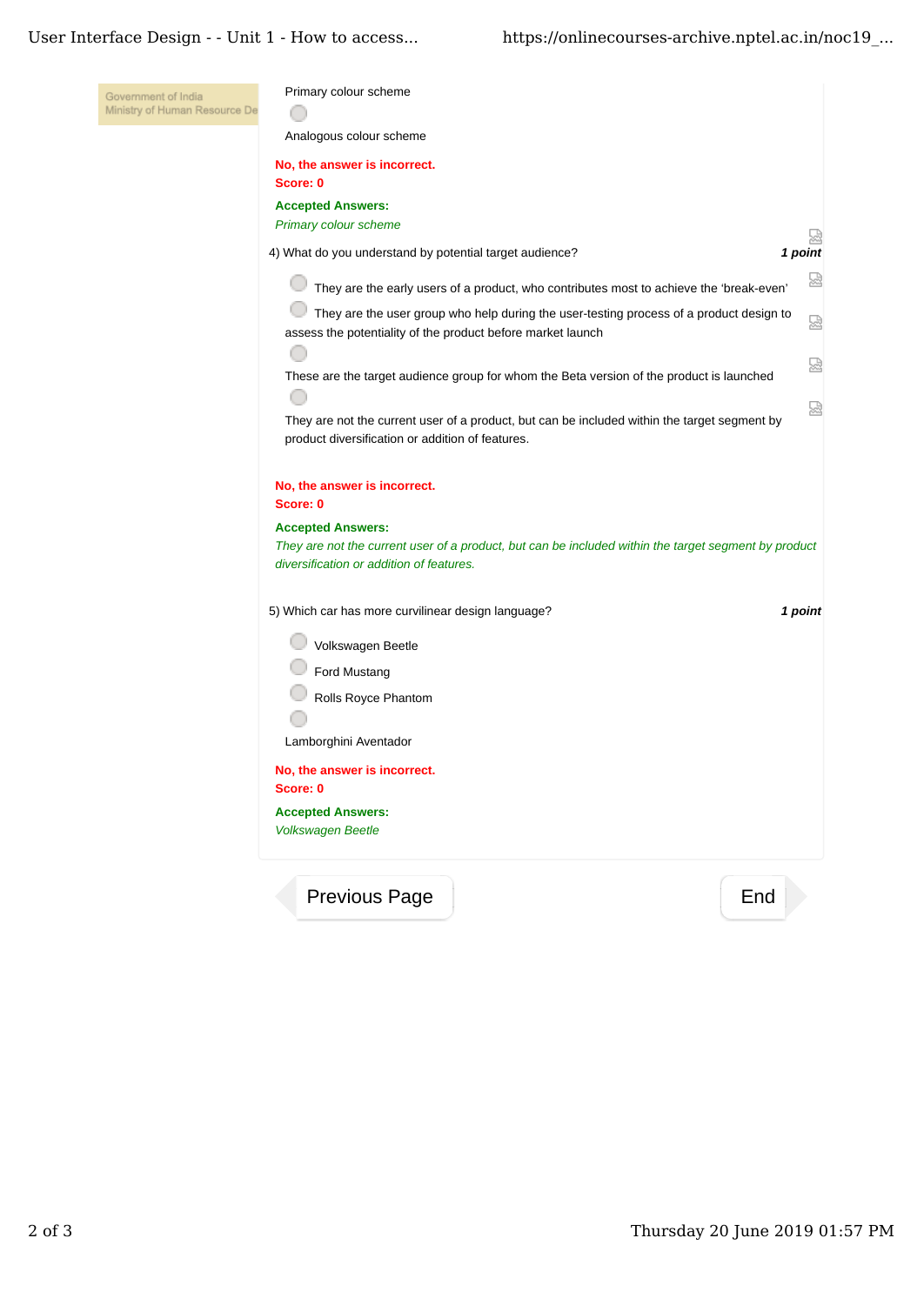Primary colour scheme

Analogous colour scheme

**No, the answer is incorrect.**
**Score: 0**

**Accepted Answers:**
*Primary colour scheme*

4) What do you understand by potential target audience? ***1 point***

- They are the early users of a product, who contributes most to achieve the 'break-even'
- They are the user group who help during the user-testing process of a product design to assess the potentiality of the product before market launch
- These are the target audience group for whom the Beta version of the product is launched
- They are not the current user of a product, but can be included within the target segment by product diversification or addition of features.

**No, the answer is incorrect.**
**Score: 0**

**Accepted Answers:**
*They are not the current user of a product, but can be included within the target segment by product diversification or addition of features.*

5) Which car has more curvilinear design language? ***1 point***

- Volkswagen Beetle
- Ford Mustang
- Rolls Royce Phantom
- Lamborghini Aventador

**No, the answer is incorrect.**
**Score: 0**

**Accepted Answers:**
*Volkswagen Beetle*

Previous Page | End